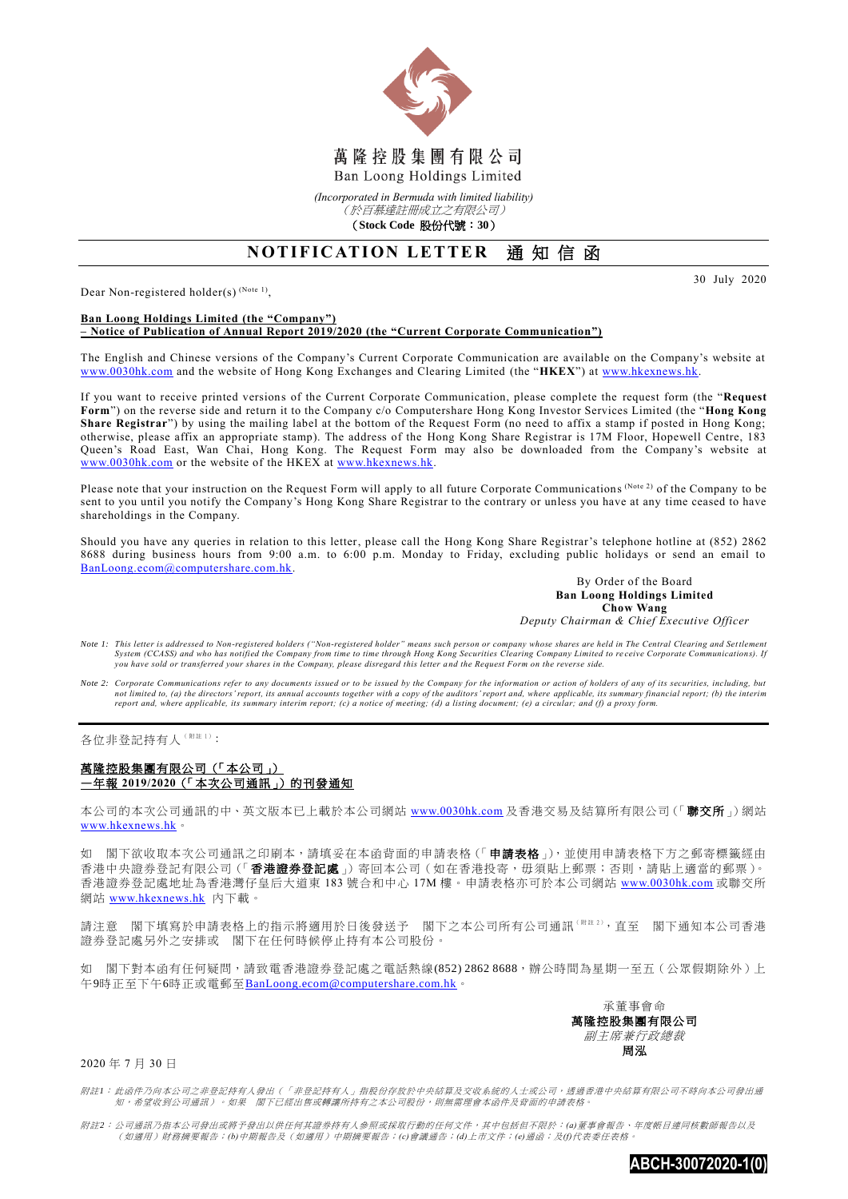# 萬隆控股集團有限公司
Ban Loong Holdings Limited

*(Incorporated in Bermuda with limited liability)*
*（於百慕達註冊成立之有限公司）*
**（Stock Code 股份代號：30）**

## NOTIFICATION LETTER 通知信函

30 July 2020

Dear Non-registered holder(s) (Note 1),

**Ban Loong Holdings Limited (the "Company")**
**– Notice of Publication of Annual Report 2019/2020 (the "Current Corporate Communication")**

The English and Chinese versions of the Company's Current Corporate Communication are available on the Company's website at www.0030hk.com and the website of Hong Kong Exchanges and Clearing Limited (the "**HKEX**") at www.hkexnews.hk.

If you want to receive printed versions of the Current Corporate Communication, please complete the request form (the "**Request Form**") on the reverse side and return it to the Company c/o Computershare Hong Kong Investor Services Limited (the "**Hong Kong Share Registrar**") by using the mailing label at the bottom of the Request Form (no need to affix a stamp if posted in Hong Kong; otherwise, please affix an appropriate stamp). The address of the Hong Kong Share Registrar is 17M Floor, Hopewell Centre, 183 Queen's Road East, Wan Chai, Hong Kong. The Request Form may also be downloaded from the Company's website at www.0030hk.com or the website of the HKEX at www.hkexnews.hk.

Please note that your instruction on the Request Form will apply to all future Corporate Communications (Note 2) of the Company to be sent to you until you notify the Company's Hong Kong Share Registrar to the contrary or unless you have at any time ceased to have shareholdings in the Company.

Should you have any queries in relation to this letter, please call the Hong Kong Share Registrar's telephone hotline at (852) 2862 8688 during business hours from 9:00 a.m. to 6:00 p.m. Monday to Friday, excluding public holidays or send an email to BanLoong.ecom@computershare.com.hk.

By Order of the Board
**Ban Loong Holdings Limited**
**Chow Wang**
*Deputy Chairman & Chief Executive Officer*

*Note 1: This letter is addressed to Non-registered holders ("Non-registered holder" means such person or company whose shares are held in The Central Clearing and Settlement System (CCASS) and who has notified the Company from time to time through Hong Kong Securities Clearing Company Limited to receive Corporate Communications). If you have sold or transferred your shares in the Company, please disregard this letter and the Request Form on the reverse side.*

*Note 2: Corporate Communications refer to any documents issued or to be issued by the Company for the information or action of holders of any of its securities, including, but not limited to, (a) the directors' report, its annual accounts together with a copy of the auditors' report and, where applicable, its summary financial report; (b) the interim report and, where applicable, its summary interim report; (c) a notice of meeting; (d) a listing document; (e) a circular; and (f) a proxy form.*

---

各位非登記持有人（附註1）：

**萬隆控股集團有限公司（「本公司」）**
**—年報 2019/2020（「本次公司通訊」）的刊發通知**

本公司的本次公司通訊的中、英文版本已上載於本公司網站 www.0030hk.com 及香港交易及結算所有限公司（「**聯交所**」）網站 www.hkexnews.hk。

如　閣下欲收取本次公司通訊之印刷本，請填妥在本函背面的申請表格（「**申請表格**」），並使用申請表格下方之郵寄標籤經由香港中央證券登記有限公司（「**香港證券登記處**」）寄回本公司（如在香港投寄，毋須貼上郵票；否則，請貼上適當的郵票）。香港證券登記處地址為香港灣仔皇后大道東 183 號合和中心 17M 樓。申請表格亦可於本公司網站 www.0030hk.com 或聯交所網站 www.hkexnews.hk 內下載。

請注意　閣下填寫於申請表格上的指示將適用於日後發送予　閣下之本公司所有公司通訊（附註2），直至　閣下通知本公司香港證券登記處另外之安排或　閣下在任何時候停止持有本公司股份。

如　閣下對本函有任何疑問，請致電香港證券登記處之電話熱線(852) 2862 8688，辦公時間為星期一至五（公眾假期除外）上午9時正至下午6時正或電郵至BanLoong.ecom@computershare.com.hk。

承董事會命
**萬隆控股集團有限公司**
*副主席兼行政總裁*
**周泓**

2020 年 7 月 30 日

*附註1：此函件乃向本公司之非登記持有人發出（「非登記持有人」指股份存放於中央結算及交收系統的人士或公司，透過香港中央結算有限公司不時向本公司發出通知，希望收到公司通訊）。如果　閣下已經出售或轉讓所持有之本公司股份，則無需理會本函件及背面的申請表格。*

*附註2：公司通訊乃指本公司發出或將予發出以供任何其證券持有人參照或採取行動的任何文件，其中包括但不限於：(a)董事會報告、年度帳目連同核數師報告以及（如適用）財務摘要報告；(b)中期報告及（如適用）中期摘要報告；(c)會議通告；(d)上市文件；(e)通函；及(f)代表委任表格。*

ABCH-30072020-1(0)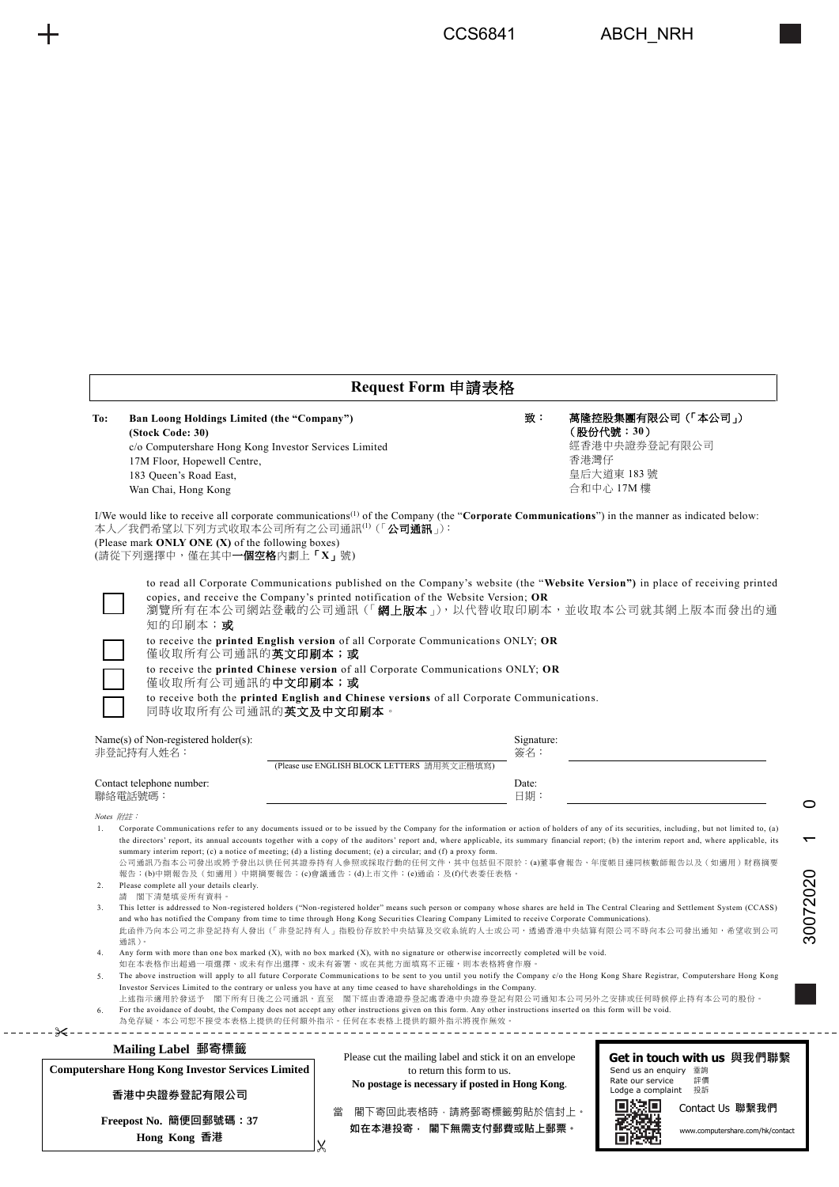# Request Form 申請表格

**To:** **Ban Loong Holdings Limited (the "Company")**
**(Stock Code: 30)**
c/o Computershare Hong Kong Investor Services Limited
17M Floor, Hopewell Centre,
183 Queen's Road East,
Wan Chai, Hong Kong

**致：** **萬隆控股集團有限公司（「本公司」）**
**（股份代號：30）**
經香港中央證券登記有限公司
香港灣仔
皇后大道東 183 號
合和中心 17M 樓

I/We would like to receive all corporate communications[1] of the Company (the "**Corporate Communications**") in the manner as indicated below:
本人／我們希望以下列方式收取本公司所有之公司通訊[1]（「**公司通訊**」）：
(Please mark **ONLY ONE (X)** of the following boxes)
(請從下列選擇中，僅在其中**一個空格**內劃上**「X」**號)

☐ to read all Corporate Communications published on the Company's website (the "**Website Version")** in place of receiving printed copies, and receive the Company's printed notification of the Website Version; **OR**
瀏覽所有在本公司網站登載的公司通訊（「**網上版本**」），以代替收取印刷本，並收取本公司就其網上版本而發出的通知的印刷本；**或**

☐ to receive the **printed English version** of all Corporate Communications ONLY; **OR**
僅收取所有公司通訊的**英文印刷本；或**

☐ to receive the **printed Chinese version** of all Corporate Communications ONLY; **OR**
僅收取所有公司通訊的**中文印刷本；或**

☐ to receive both the **printed English and Chinese versions** of all Corporate Communications.
同時收取所有公司通訊的**英文及中文印刷本**。

Name(s) of Non-registered holder(s):
非登記持有人姓名：________________________
(Please use ENGLISH BLOCK LETTERS 請用英文正楷填寫)

Signature:
簽名：________________________

Contact telephone number:
聯絡電話號碼：________________________

Date:
日期：________________________

*Notes 附註：*

1. Corporate Communications refer to any documents issued or to be issued by the Company for the information or action of holders of any of its securities, including, but not limited to, (a) the directors' report, its annual accounts together with a copy of the auditors' report and, where applicable, its summary financial report; (b) the interim report and, where applicable, its summary interim report; (c) a notice of meeting; (d) a listing document; (e) a circular; and (f) a proxy form.
公司通訊乃指本公司發出或將予發出以供任何其證券持有人參照或採取行動的任何文件，其中包括但不限於：(a)董事會報告、年度帳目連同核數師報告以及（如適用）財務摘要報告；(b)中期報告及（如適用）中期摘要報告；(c)會議通告；(d)上市文件；(e)通函；及(f)代表委任表格。
2. Please complete all your details clearly.
請　閣下清楚填妥所有資料。
3. This letter is addressed to Non-registered holders ("Non-registered holder" means such person or company whose shares are held in The Central Clearing and Settlement System (CCASS) and who has notified the Company from time to time through Hong Kong Securities Clearing Company Limited to receive Corporate Communications).
此函件乃向本公司之非登記持有人發出（「非登記持有人」指股份存放於中央結算及交收系統的人士或公司，透過香港中央結算有限公司不時向本公司發出通知，希望收到公司通訊）。
4. Any form with more than one box marked (X), with no box marked (X), with no signature or otherwise incorrectly completed will be void.
如在本表格作出超過一項選擇，或未有作出選擇、或未有簽署，或在其他方面填寫不正確，則本表格將會作廢。
5. The above instruction will apply to all future Corporate Communications to be sent to you until you notify the Company c/o the Hong Kong Share Registrar, Computershare Hong Kong Investor Services Limited to the contrary or unless you have at any time ceased to have shareholdings in the Company.
上述指示適用於發送予　閣下所有日後之公司通訊，直至　閣下經由香港證券登記處香港中央證券登記有限公司通知本公司另外之安排或任何時候停止持有本公司的股份。
6. For the avoidance of doubt, the Company does not accept any other instructions given on this form. Any other instructions inserted on this form will be void.
為免存疑，本公司恕不接受本表格上提供的任何額外指示。任何在本表格上提供的額外指示將視作無效。

**Mailing Label 郵寄標籤**

**Computershare Hong Kong Investor Services Limited**
**香港中央證券登記有限公司**
**Freepost No. 簡便回郵號碼：37**
**Hong Kong 香港**

Please cut the mailing label and stick it on an envelope to return this form to us.
**No postage is necessary if posted in Hong Kong**.

當　閣下寄回此表格時，請將郵寄標籤剪貼於信封上。
**如在本港投寄，　閣下無需支付郵費或貼上郵票。**

**Get in touch with us 與我們聯繫**
Send us an enquiry 垂詢
Rate our service 評價
Lodge a complaint 投訴
Contact Us 聯繫我們
www.computershare.com/hk/contact